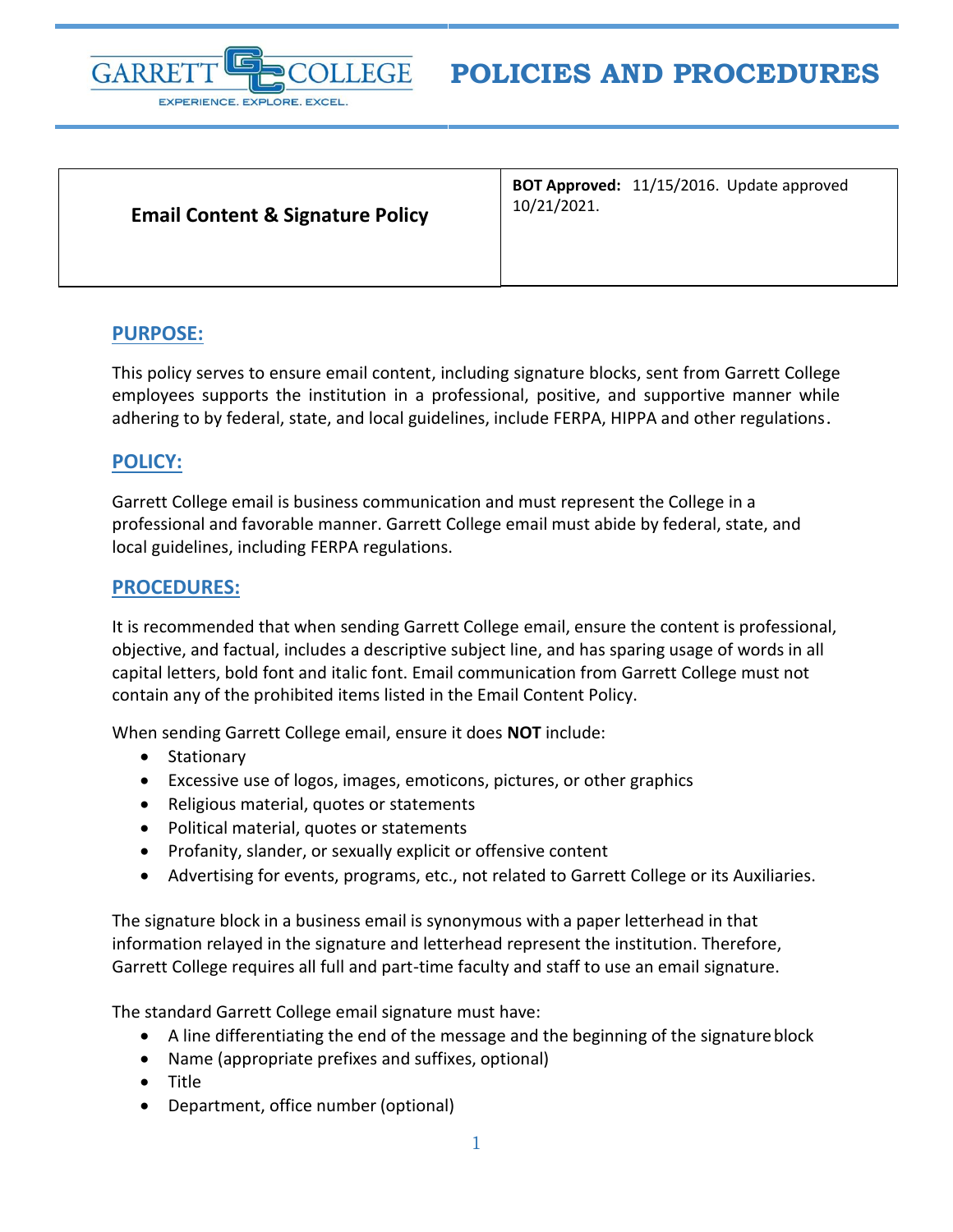# POLICIES AND PROCEDURES

| Email Content & Signature Policy | **BOT Approved:** 11/15/2016. Update approved 10/21/2021. |
|---|---|

## PURPOSE:

This policy serves to ensure email content, including signature blocks, sent from Garrett College employees supports the institution in a professional, positive, and supportive manner while adhering to by federal, state, and local guidelines, include FERPA, HIPPA and other regulations.

## POLICY:

Garrett College email is business communication and must represent the College in a professional and favorable manner. Garrett College email must abide by federal, state, and local guidelines, including FERPA regulations.

## PROCEDURES:

It is recommended that when sending Garrett College email, ensure the content is professional, objective, and factual, includes a descriptive subject line, and has sparing usage of words in all capital letters, bold font and italic font. Email communication from Garrett College must not contain any of the prohibited items listed in the Email Content Policy.

When sending Garrett College email, ensure it does **NOT** include:

- Stationary
- Excessive use of logos, images, emoticons, pictures, or other graphics
- Religious material, quotes or statements
- Political material, quotes or statements
- Profanity, slander, or sexually explicit or offensive content
- Advertising for events, programs, etc., not related to Garrett College or its Auxiliaries.

The signature block in a business email is synonymous with a paper letterhead in that information relayed in the signature and letterhead represent the institution. Therefore, Garrett College requires all full and part-time faculty and staff to use an email signature.

The standard Garrett College email signature must have:

- A line differentiating the end of the message and the beginning of the signature block
- Name (appropriate prefixes and suffixes, optional)
- Title
- Department, office number (optional)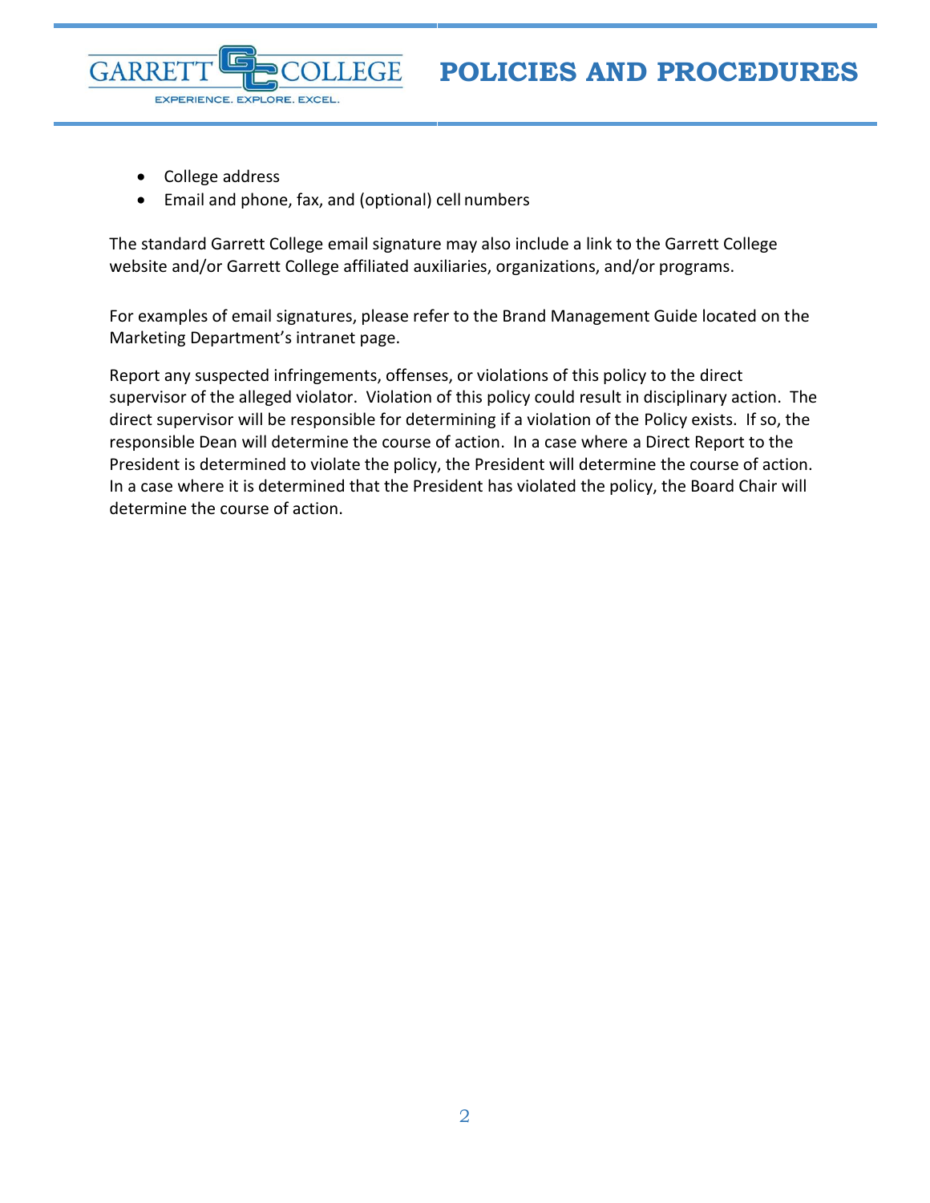- College address
- Email and phone, fax, and (optional) cell numbers

The standard Garrett College email signature may also include a link to the Garrett College website and/or Garrett College affiliated auxiliaries, organizations, and/or programs.

For examples of email signatures, please refer to the Brand Management Guide located on the Marketing Department's intranet page.

Report any suspected infringements, offenses, or violations of this policy to the direct supervisor of the alleged violator. Violation of this policy could result in disciplinary action. The direct supervisor will be responsible for determining if a violation of the Policy exists. If so, the responsible Dean will determine the course of action. In a case where a Direct Report to the President is determined to violate the policy, the President will determine the course of action. In a case where it is determined that the President has violated the policy, the Board Chair will determine the course of action.